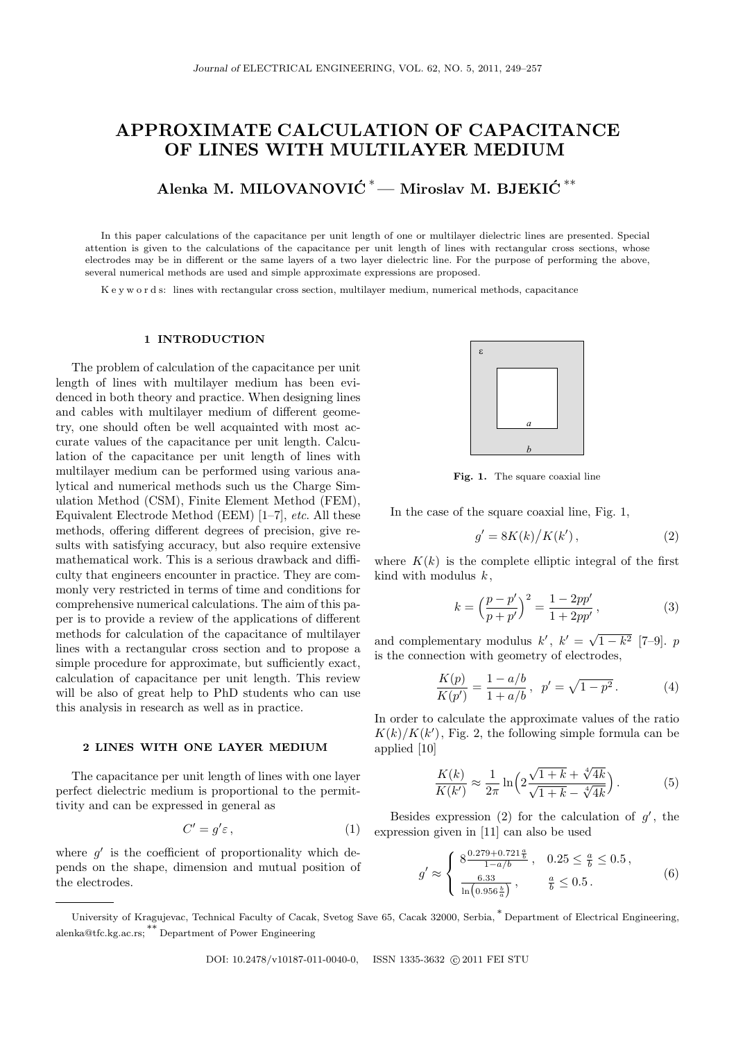# APPROXIMATE CALCULATION OF CAPACITANCE OF LINES WITH MULTILAYER MEDIUM

**Alenka M. MILOVANOVIĆ** [*] — **Miroslav M. BJEKIĆ** [**]

In this paper calculations of the capacitance per unit length of one or multilayer dielectric lines are presented. Special attention is given to the calculations of the capacitance per unit length of lines with rectangular cross sections, whose electrodes may be in different or the same layers of a two layer dielectric line. For the purpose of performing the above, several numerical methods are used and simple approximate expressions are proposed.

K e y w o r d s: lines with rectangular cross section, multilayer medium, numerical methods, capacitance

## 1 INTRODUCTION

The problem of calculation of the capacitance per unit length of lines with multilayer medium has been evidenced in both theory and practice. When designing lines and cables with multilayer medium of different geometry, one should often be well acquainted with most accurate values of the capacitance per unit length. Calculation of the capacitance per unit length of lines with multilayer medium can be performed using various analytical and numerical methods such us the Charge Simulation Method (CSM), Finite Element Method (FEM), Equivalent Electrode Method (EEM) [1–7], *etc.* All these methods, offering different degrees of precision, give results with satisfying accuracy, but also require extensive mathematical work. This is a serious drawback and difficulty that engineers encounter in practice. They are commonly very restricted in terms of time and conditions for comprehensive numerical calculations. The aim of this paper is to provide a review of the applications of different methods for calculation of the capacitance of multilayer lines with a rectangular cross section and to propose a simple procedure for approximate, but sufficiently exact, calculation of capacitance per unit length. This review will be also of great help to PhD students who can use this analysis in research as well as in practice.

## 2 LINES WITH ONE LAYER MEDIUM

The capacitance per unit length of lines with one layer perfect dielectric medium is proportional to the permittivity and can be expressed in general as

$$C' = g'\varepsilon \,, \tag{1}$$

where $g'$ is the coefficient of proportionality which depends on the shape, dimension and mutual position of the electrodes.

**Fig. 1.** The square coaxial line

In the case of the square coaxial line, Fig. 1,

$$g' = 8K(k)\big/K(k') \,, \tag{2}$$

where $K(k)$ is the complete elliptic integral of the first kind with modulus $k$,

$$k = \Big(\frac{p-p'}{p+p'}\Big)^2 = \frac{1-2pp'}{1+2pp'} \,, \tag{3}$$

and complementary modulus $k'$, $k' = \sqrt{1-k^2}$ [7–9]. $p$ is the connection with geometry of electrodes,

$$\frac{K(p)}{K(p')} = \frac{1-a/b}{1+a/b} \,, \ \ p' = \sqrt{1-p^2} \,. \tag{4}$$

In order to calculate the approximate values of the ratio $K(k)/K(k')$, Fig. 2, the following simple formula can be applied [10]

$$\frac{K(k)}{K(k')} \approx \frac{1}{2\pi} \ln\Big(2\frac{\sqrt{1+k}+\sqrt[4]{4k}}{\sqrt{1+k}-\sqrt[4]{4k}}\Big) \,. \tag{5}$$

Besides expression (2) for the calculation of $g'$, the expression given in [11] can also be used

$$g' \approx \begin{cases} 8\frac{0.279+0.721\frac{a}{b}}{1-a/b} \,, & 0.25 \le \frac{a}{b} \le 0.5 \,, \\ \frac{6.33}{\ln\left(0.956\frac{b}{a}\right)} \,, & \frac{a}{b} \le 0.5 \,. \end{cases} \tag{6}$$

---

University of Kragujevac, Technical Faculty of Cacak, Svetog Save 65, Cacak 32000, Serbia, [*] Department of Electrical Engineering, alenka@tfc.kg.ac.rs; [**] Department of Power Engineering

DOI: 10.2478/v10187-011-0040-0, ISSN 1335-3632 © 2011 FEI STU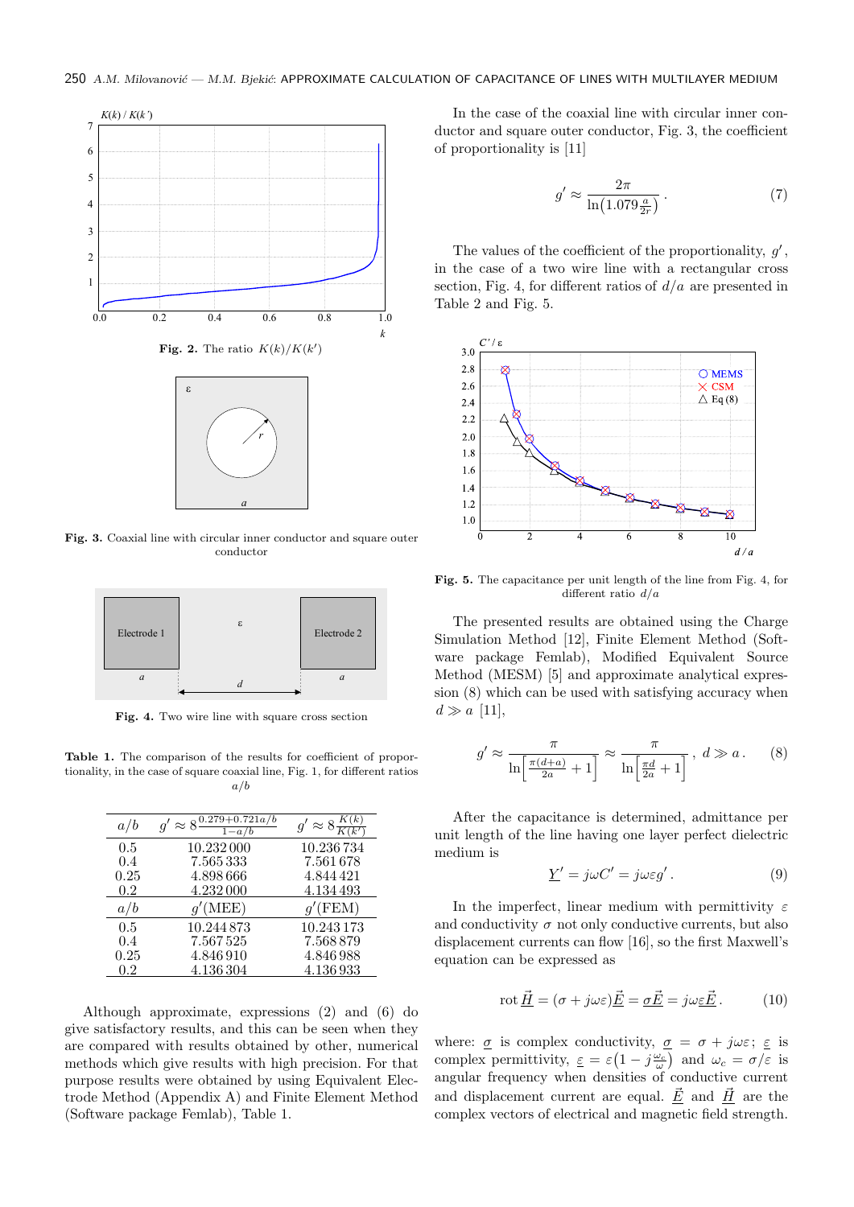**Fig. 2.** The ratio $K(k)/K(k')$

**Fig. 3.** Coaxial line with circular inner conductor and square outer conductor

**Fig. 4.** Two wire line with square cross section

**Table 1.** The comparison of the results for coefficient of proportionality, in the case of square coaxial line, Fig. 1, for different ratios $a/b$

| $a/b$ | $g' \approx 8\frac{0.279+0.721a/b}{1-a/b}$ | $g' \approx 8\frac{K(k)}{K(k')}$ |
|---|---|---|
| 0.5 | 10.232 000 | 10.236 734 |
| 0.4 | 7.565 333 | 7.561 678 |
| 0.25 | 4.898 666 | 4.844 421 |
| 0.2 | 4.232 000 | 4.134 493 |
| $a/b$ | $g'$(MEE) | $g'$(FEM) |
| 0.5 | 10.244 873 | 10.243 173 |
| 0.4 | 7.567 525 | 7.568 879 |
| 0.25 | 4.846 910 | 4.846 988 |
| 0.2 | 4.136 304 | 4.136 933 |

Although approximate, expressions (2) and (6) do give satisfactory results, and this can be seen when they are compared with results obtained by other, numerical methods which give results with high precision. For that purpose results were obtained by using Equivalent Electrode Method (Appendix A) and Finite Element Method (Software package Femlab), Table 1.

In the case of the coaxial line with circular inner conductor and square outer conductor, Fig. 3, the coefficient of proportionality is [11]

$$g' \approx \frac{2\pi}{\ln\left(1.079\frac{a}{2r}\right)}. \tag{7}$$

The values of the coefficient of the proportionality, $g'$, in the case of a two wire line with a rectangular cross section, Fig. 4, for different ratios of $d/a$ are presented in Table 2 and Fig. 5.

**Fig. 5.** The capacitance per unit length of the line from Fig. 4, for different ratio $d/a$

The presented results are obtained using the Charge Simulation Method [12], Finite Element Method (Software package Femlab), Modified Equivalent Source Method (MESM) [5] and approximate analytical expression (8) which can be used with satisfying accuracy when $d \gg a$ [11],

$$g' \approx \frac{\pi}{\ln\left[\frac{\pi(d+a)}{2a}+1\right]} \approx \frac{\pi}{\ln\left[\frac{\pi d}{2a}+1\right]}, \; d \gg a. \tag{8}$$

After the capacitance is determined, admittance per unit length of the line having one layer perfect dielectric medium is

$$\underline{Y}' = j\omega C' = j\omega\varepsilon g'. \tag{9}$$

In the imperfect, linear medium with permittivity $\varepsilon$ and conductivity $\sigma$ not only conductive currents, but also displacement currents can flow [16], so the first Maxwell's equation can be expressed as

$$\mathrm{rot}\,\underline{\vec{H}} = (\sigma + j\omega\varepsilon)\underline{\vec{E}} = \underline{\sigma}\underline{\vec{E}} = j\omega\underline{\varepsilon}\underline{\vec{E}}. \tag{10}$$

where: $\underline{\sigma}$ is complex conductivity, $\underline{\sigma} = \sigma + j\omega\varepsilon$; $\underline{\varepsilon}$ is complex permittivity, $\underline{\varepsilon} = \varepsilon\left(1 - j\frac{\omega_c}{\omega}\right)$ and $\omega_c = \sigma/\varepsilon$ is angular frequency when densities of conductive current and displacement current are equal. $\underline{\vec{E}}$ and $\underline{\vec{H}}$ are the complex vectors of electrical and magnetic field strength.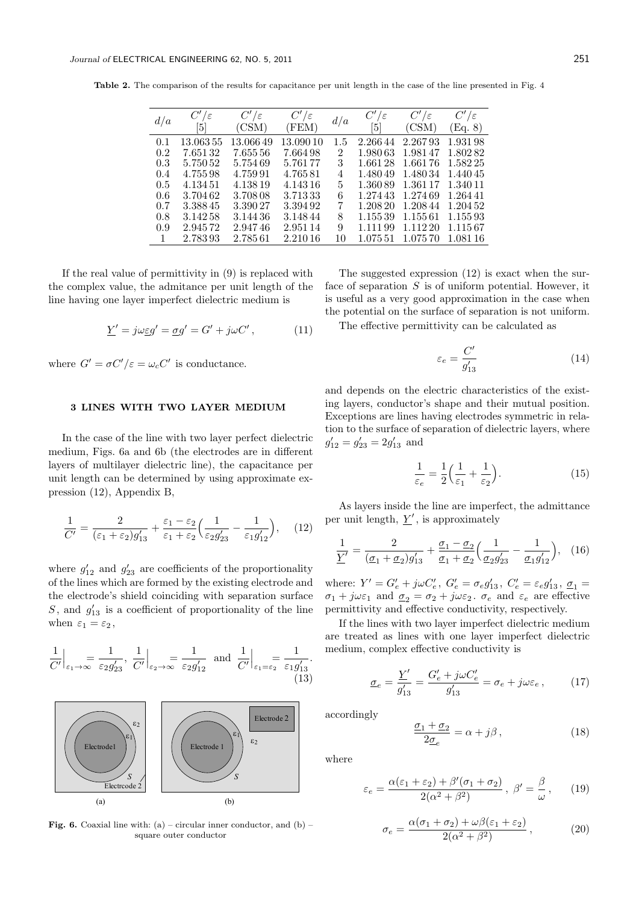**Table 2.** The comparison of the results for capacitance per unit length in the case of the line presented in Fig. 4

| $d/a$ | $C'/\varepsilon$ [5] | $C'/\varepsilon$ (CSM) | $C'/\varepsilon$ (FEM) | $d/a$ | $C'/\varepsilon$ [5] | $C'/\varepsilon$ (CSM) | $C'/\varepsilon$ (Eq. 8) |
|---|---|---|---|---|---|---|---|
| 0.1 | 13.063 55 | 13.066 49 | 13.090 10 | 1.5 | 2.266 44 | 2.267 93 | 1.931 98 |
| 0.2 | 7.651 32 | 7.655 56 | 7.664 98 | 2 | 1.980 63 | 1.981 47 | 1.802 82 |
| 0.3 | 5.750 52 | 5.754 69 | 5.761 77 | 3 | 1.661 28 | 1.661 76 | 1.582 25 |
| 0.4 | 4.755 98 | 4.759 91 | 4.765 81 | 4 | 1.480 49 | 1.480 34 | 1.440 45 |
| 0.5 | 4.134 51 | 4.138 19 | 4.143 16 | 5 | 1.360 89 | 1.361 17 | 1.340 11 |
| 0.6 | 3.704 62 | 3.708 08 | 3.713 33 | 6 | 1.274 43 | 1.274 69 | 1.264 41 |
| 0.7 | 3.388 45 | 3.390 27 | 3.394 92 | 7 | 1.208 20 | 1.208 44 | 1.204 52 |
| 0.8 | 3.142 58 | 3.144 36 | 3.148 44 | 8 | 1.155 39 | 1.155 61 | 1.155 93 |
| 0.9 | 2.945 72 | 2.947 46 | 2.951 14 | 9 | 1.111 99 | 1.112 20 | 1.115 67 |
| 1 | 2.783 93 | 2.785 61 | 2.210 16 | 10 | 1.075 51 | 1.075 70 | 1.081 16 |

If the real value of permittivity in (9) is replaced with the complex value, the admitance per unit length of the line having one layer imperfect dielectric medium is

$$\underline{Y}' = j\omega\underline{\varepsilon}g' = \underline{\sigma}g' = G' + j\omega C', \tag{11}$$

where $G' = \sigma C'/\varepsilon = \omega_c C'$ is conductance.

## 3 LINES WITH TWO LAYER MEDIUM

In the case of the line with two layer perfect dielectric medium, Figs. 6a and 6b (the electrodes are in different layers of multilayer dielectric line), the capacitance per unit length can be determined by using approximate expression (12), Appendix B,

$$\frac{1}{C'} = \frac{2}{(\varepsilon_1+\varepsilon_2)g'_{13}} + \frac{\varepsilon_1-\varepsilon_2}{\varepsilon_1+\varepsilon_2}\Big(\frac{1}{\varepsilon_2 g'_{23}} - \frac{1}{\varepsilon_1 g'_{12}}\Big), \tag{12}$$

where $g'_{12}$ and $g'_{23}$ are coefficients of the proportionality of the lines which are formed by the existing electrode and the electrode's shield coinciding with separation surface $S$, and $g'_{13}$ is a coefficient of proportionality of the line when $\varepsilon_1 = \varepsilon_2$,

$$\frac{1}{C'}\Big|_{\varepsilon_1\to\infty} = \frac{1}{\varepsilon_2 g'_{23}},\ \frac{1}{C'}\Big|_{\varepsilon_2\to\infty} = \frac{1}{\varepsilon_2 g'_{12}} \ \text{ and }\ \frac{1}{C'}\Big|_{\varepsilon_1=\varepsilon_2} = \frac{1}{\varepsilon_1 g'_{13}}. \tag{13}$$

**Fig. 6.** Coaxial line with: (a) – circular inner conductor, and (b) – square outer conductor

The suggested expression (12) is exact when the surface of separation $S$ is of uniform potential. However, it is useful as a very good approximation in the case when the potential on the surface of separation is not uniform.

The effective permittivity can be calculated as

$$\varepsilon_e = \frac{C'}{g'_{13}} \tag{14}$$

and depends on the electric characteristics of the existing layers, conductor's shape and their mutual position. Exceptions are lines having electrodes symmetric in relation to the surface of separation of dielectric layers, where $g'_{12} = g'_{23} = 2g'_{13}$ and

$$\frac{1}{\varepsilon_e} = \frac{1}{2}\Big(\frac{1}{\varepsilon_1} + \frac{1}{\varepsilon_2}\Big). \tag{15}$$

As layers inside the line are imperfect, the admittance per unit length, $\underline{Y}'$, is approximately

$$\frac{1}{\underline{Y}'} = \frac{2}{(\underline{\sigma}_1+\underline{\sigma}_2)g'_{13}} + \frac{\underline{\sigma}_1-\underline{\sigma}_2}{\underline{\sigma}_1+\underline{\sigma}_2}\Big(\frac{1}{\underline{\sigma}_2 g'_{23}} - \frac{1}{\underline{\sigma}_1 g'_{12}}\Big), \tag{16}$$

where: $Y' = G'_e + j\omega C'_e$, $G'_e = \sigma_e g'_{13}$, $C'_e = \varepsilon_e g'_{13}$, $\underline{\sigma}_1 = \sigma_1 + j\omega\varepsilon_1$ and $\underline{\sigma}_2 = \sigma_2 + j\omega\varepsilon_2$. $\sigma_e$ and $\varepsilon_e$ are effective permittivity and effective conductivity, respectively.

If the lines with two layer imperfect dielectric medium are treated as lines with one layer imperfect dielectric medium, complex effective conductivity is

$$\underline{\sigma}_e = \frac{\underline{Y}'}{g'_{13}} = \frac{G'_e + j\omega C'_e}{g'_{13}} = \sigma_e + j\omega\varepsilon_e, \tag{17}$$

accordingly

$$\frac{\underline{\sigma}_1+\underline{\sigma}_2}{2\underline{\sigma}_e} = \alpha + j\beta, \tag{18}$$

where

$$\varepsilon_e = \frac{\alpha(\varepsilon_1+\varepsilon_2) + \beta'(\sigma_1+\sigma_2)}{2(\alpha^2+\beta^2)},\ \beta' = \frac{\beta}{\omega}, \tag{19}$$

$$\sigma_e = \frac{\alpha(\sigma_1+\sigma_2) + \omega\beta(\varepsilon_1+\varepsilon_2)}{2(\alpha^2+\beta^2)}, \tag{20}$$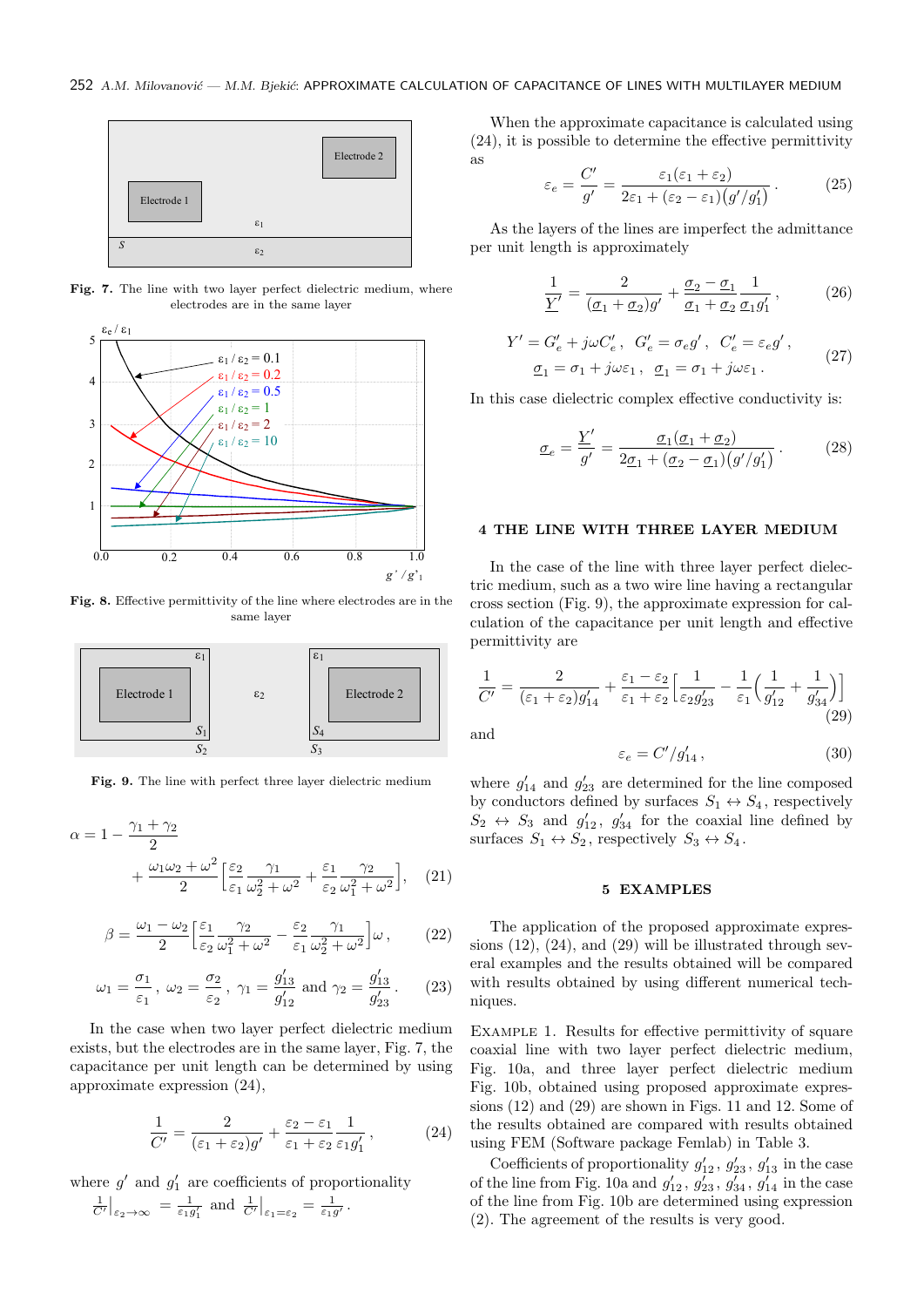Fig. 7. The line with two layer perfect dielectric medium, where electrodes are in the same layer

Fig. 8. Effective permittivity of the line where electrodes are in the same layer

Fig. 9. The line with perfect three layer dielectric medium

$$\alpha = 1 - \frac{\gamma_1 + \gamma_2}{2} + \frac{\omega_1\omega_2 + \omega^2}{2}\Big[\frac{\varepsilon_2}{\varepsilon_1}\frac{\gamma_1}{\omega_2^2 + \omega^2} + \frac{\varepsilon_1}{\varepsilon_2}\frac{\gamma_2}{\omega_1^2 + \omega^2}\Big], \tag{21}$$

$$\beta = \frac{\omega_1 - \omega_2}{2}\Big[\frac{\varepsilon_1}{\varepsilon_2}\frac{\gamma_2}{\omega_1^2 + \omega^2} - \frac{\varepsilon_2}{\varepsilon_1}\frac{\gamma_1}{\omega_2^2 + \omega^2}\Big]\omega\,, \tag{22}$$

$$\omega_1 = \frac{\sigma_1}{\varepsilon_1}\,,\ \omega_2 = \frac{\sigma_2}{\varepsilon_2}\,,\ \gamma_1 = \frac{g'_{13}}{g'_{12}} \text{ and } \gamma_2 = \frac{g'_{13}}{g'_{23}}\,. \tag{23}$$

In the case when two layer perfect dielectric medium exists, but the electrodes are in the same layer, Fig. 7, the capacitance per unit length can be determined by using approximate expression (24),

$$\frac{1}{C'} = \frac{2}{(\varepsilon_1 + \varepsilon_2)g'} + \frac{\varepsilon_2 - \varepsilon_1}{\varepsilon_1 + \varepsilon_2}\frac{1}{\varepsilon_1 g'_1}\,, \tag{24}$$

where $g'$ and $g'_1$ are coefficients of proportionality $\frac{1}{C'}\big|_{\varepsilon_2\to\infty} = \frac{1}{\varepsilon_1 g'_1}$ and $\frac{1}{C'}\big|_{\varepsilon_1=\varepsilon_2} = \frac{1}{\varepsilon_1 g'}$.

When the approximate capacitance is calculated using (24), it is possible to determine the effective permittivity as

$$\varepsilon_e = \frac{C'}{g'} = \frac{\varepsilon_1(\varepsilon_1 + \varepsilon_2)}{2\varepsilon_1 + (\varepsilon_2 - \varepsilon_1)(g'/g'_1)}\,. \tag{25}$$

As the layers of the lines are imperfect the admittance per unit length is approximately

$$\frac{1}{\underline{Y}'} = \frac{2}{(\underline{\sigma}_1 + \underline{\sigma}_2)g'} + \frac{\underline{\sigma}_2 - \underline{\sigma}_1}{\underline{\sigma}_1 + \underline{\sigma}_2}\frac{1}{\underline{\sigma}_1 g'_1}\,, \tag{26}$$

$$\underline{Y}' = G'_e + j\omega C'_e\,,\ G'_e = \sigma_e g'\,,\ C'_e = \varepsilon_e g'\,, \quad \underline{\sigma}_1 = \sigma_1 + j\omega\varepsilon_1\,,\ \underline{\sigma}_1 = \sigma_1 + j\omega\varepsilon_1\,. \tag{27}$$

In this case dielectric complex effective conductivity is:

$$\underline{\sigma}_e = \frac{\underline{Y}'}{g'} = \frac{\underline{\sigma}_1(\underline{\sigma}_1 + \underline{\sigma}_2)}{2\underline{\sigma}_1 + (\underline{\sigma}_2 - \underline{\sigma}_1)(g'/g'_1)}\,. \tag{28}$$

## 4 THE LINE WITH THREE LAYER MEDIUM

In the case of the line with three layer perfect dielectric medium, such as a two wire line having a rectangular cross section (Fig. 9), the approximate expression for calculation of the capacitance per unit length and effective permittivity are

$$\frac{1}{C'} = \frac{2}{(\varepsilon_1 + \varepsilon_2)g'_{14}} + \frac{\varepsilon_1 - \varepsilon_2}{\varepsilon_1 + \varepsilon_2}\Big[\frac{1}{\varepsilon_2 g'_{23}} - \frac{1}{\varepsilon_1}\Big(\frac{1}{g'_{12}} + \frac{1}{g'_{34}}\Big)\Big] \tag{29}$$

and

$$\varepsilon_e = C'/g'_{14}\,, \tag{30}$$

where $g'_{14}$ and $g'_{23}$ are determined for the line composed by conductors defined by surfaces $S_1 \leftrightarrow S_4$, respectively $S_2 \leftrightarrow S_3$ and $g'_{12}$, $g'_{34}$ for the coaxial line defined by surfaces $S_1 \leftrightarrow S_2$, respectively $S_3 \leftrightarrow S_4$.

## 5 EXAMPLES

The application of the proposed approximate expressions (12), (24), and (29) will be illustrated through several examples and the results obtained will be compared with results obtained by using different numerical techniques.

EXAMPLE 1. Results for effective permittivity of square coaxial line with two layer perfect dielectric medium, Fig. 10a, and three layer perfect dielectric medium Fig. 10b, obtained using proposed approximate expressions (12) and (29) are shown in Figs. 11 and 12. Some of the results obtained are compared with results obtained using FEM (Software package Femlab) in Table 3.

Coefficients of proportionality $g'_{12}$, $g'_{23}$, $g'_{13}$ in the case of the line from Fig. 10a and $g'_{12}$, $g'_{23}$, $g'_{34}$, $g'_{14}$ in the case of the line from Fig. 10b are determined using expression (2). The agreement of the results is very good.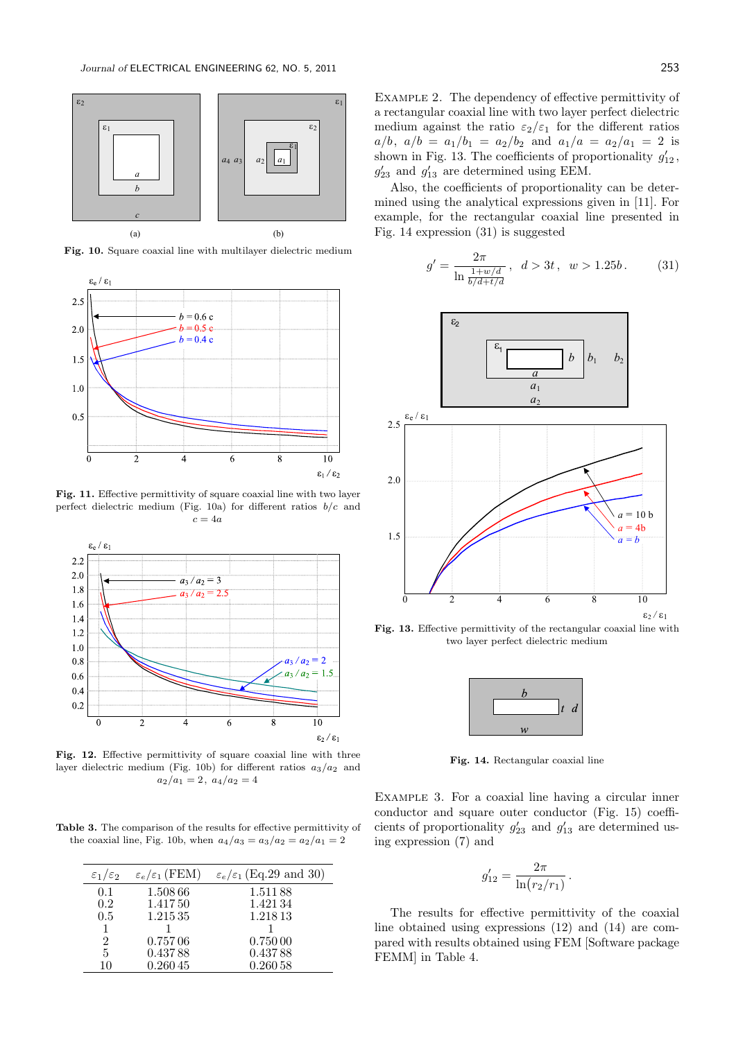Fig. 10. Square coaxial line with multilayer dielectric medium

Fig. 11. Effective permittivity of square coaxial line with two layer perfect dielectric medium (Fig. 10a) for different ratios $b/c$ and $c = 4a$

Fig. 12. Effective permittivity of square coaxial line with three layer dielectric medium (Fig. 10b) for different ratios $a_3/a_2$ and $a_2/a_1 = 2$, $a_4/a_2 = 4$

Table 3. The comparison of the results for effective permittivity of the coaxial line, Fig. 10b, when $a_4/a_3 = a_3/a_2 = a_2/a_1 = 2$

| $\varepsilon_1/\varepsilon_2$ | $\varepsilon_e/\varepsilon_1$ (FEM) | $\varepsilon_e/\varepsilon_1$ (Eq.29 and 30) |
|---|---|---|
| 0.1 | 1.508 66 | 1.511 88 |
| 0.2 | 1.417 50 | 1.421 34 |
| 0.5 | 1.215 35 | 1.218 13 |
| 1 | 1 | 1 |
| 2 | 0.757 06 | 0.750 00 |
| 5 | 0.437 88 | 0.437 88 |
| 10 | 0.260 45 | 0.260 58 |

EXAMPLE 2. The dependency of effective permittivity of a rectangular coaxial line with two layer perfect dielectric medium against the ratio $\varepsilon_2/\varepsilon_1$ for the different ratios $a/b$, $a/b = a_1/b_1 = a_2/b_2$ and $a_1/a = a_2/a_1 = 2$ is shown in Fig. 13. The coefficients of proportionality $g'_{12}$, $g'_{23}$ and $g'_{13}$ are determined using EEM.

Also, the coefficients of proportionality can be determined using the analytical expressions given in [11]. For example, for the rectangular coaxial line presented in Fig. 14 expression (31) is suggested

$$g' = \frac{2\pi}{\ln \frac{1+w/d}{b/d+t/d}}, \quad d > 3t, \quad w > 1.25b. \tag{31}$$

Fig. 13. Effective permittivity of the rectangular coaxial line with two layer perfect dielectric medium

Fig. 14. Rectangular coaxial line

EXAMPLE 3. For a coaxial line having a circular inner conductor and square outer conductor (Fig. 15) coefficients of proportionality $g'_{23}$ and $g'_{13}$ are determined using expression (7) and

$$g'_{12} = \frac{2\pi}{\ln(r_2/r_1)}.$$

The results for effective permittivity of the coaxial line obtained using expressions (12) and (14) are compared with results obtained using FEM [Software package FEMM] in Table 4.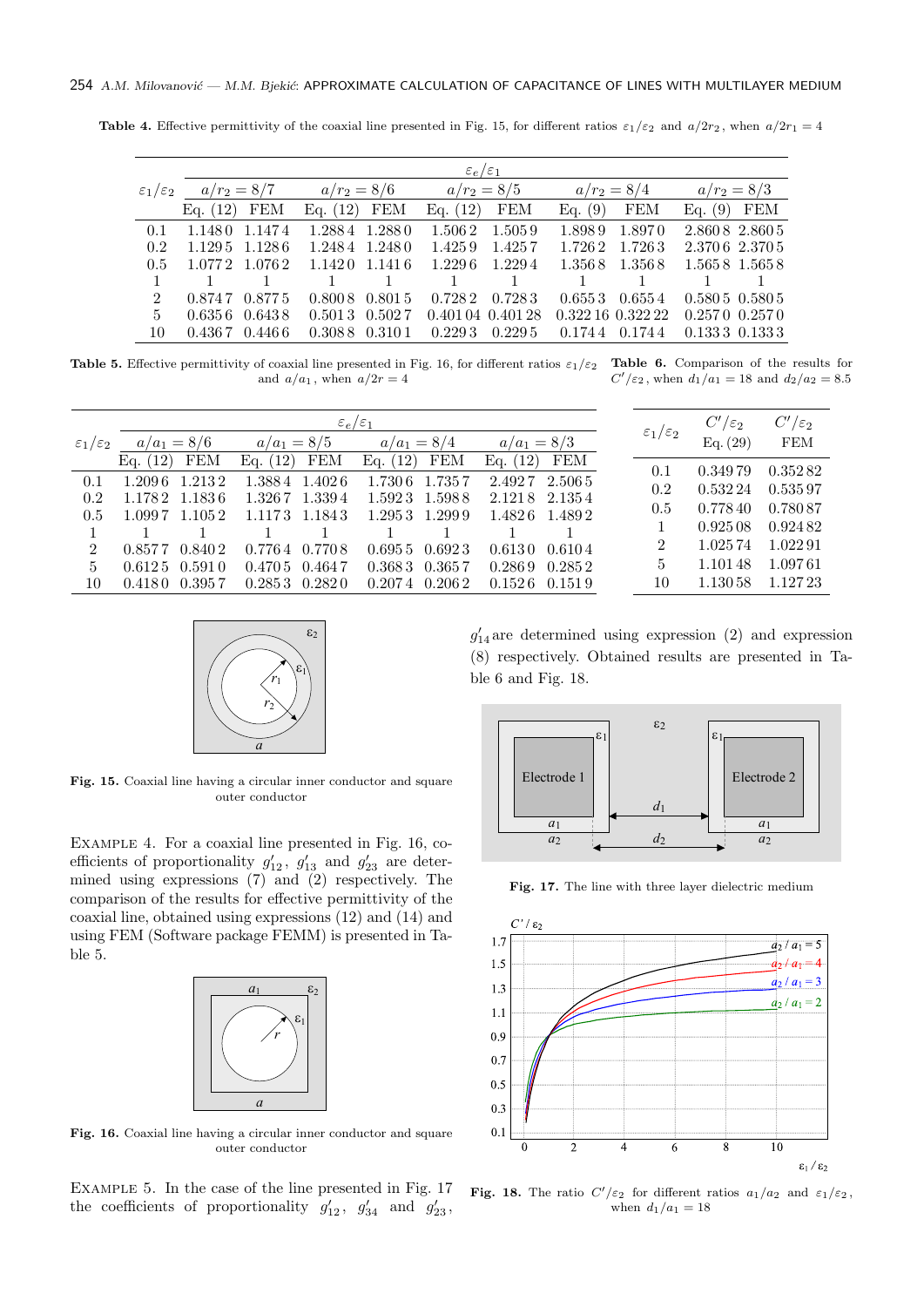**Table 4.** Effective permittivity of the coaxial line presented in Fig. 15, for different ratios $\varepsilon_1/\varepsilon_2$ and $a/2r_2$, when $a/2r_1 = 4$

| $\varepsilon_1/\varepsilon_2$ | $\varepsilon_e/\varepsilon_1$ | | | | | | | | | |
|---|---|---|---|---|---|---|---|---|---|---|
| | $a/r_2 = 8/7$ | | $a/r_2 = 8/6$ | | $a/r_2 = 8/5$ | | $a/r_2 = 8/4$ | | $a/r_2 = 8/3$ | |
| | Eq. (12) | FEM | Eq. (12) | FEM | Eq. (12) | FEM | Eq. (9) | FEM | Eq. (9) | FEM |
| 0.1 | 1.1480 | 1.1474 | 1.2884 | 1.2880 | 1.5062 | 1.5059 | 1.8989 | 1.8970 | 2.8608 | 2.8605 |
| 0.2 | 1.1295 | 1.1286 | 1.2484 | 1.2480 | 1.4259 | 1.4257 | 1.7262 | 1.7263 | 2.3706 | 2.3705 |
| 0.5 | 1.0772 | 1.0762 | 1.1420 | 1.1416 | 1.2296 | 1.2294 | 1.3568 | 1.3568 | 1.5658 | 1.5658 |
| 1 | 1 | 1 | 1 | 1 | 1 | 1 | 1 | 1 | 1 | 1 |
| 2 | 0.8747 | 0.8775 | 0.8008 | 0.8015 | 0.7282 | 0.7283 | 0.6553 | 0.6554 | 0.5805 | 0.5805 |
| 5 | 0.6356 | 0.6438 | 0.5013 | 0.5027 | 0.40104 | 0.40128 | 0.32216 | 0.32222 | 0.2570 | 0.2570 |
| 10 | 0.4367 | 0.4466 | 0.3088 | 0.3101 | 0.2293 | 0.2295 | 0.1744 | 0.1744 | 0.1333 | 0.1333 |

**Table 5.** Effective permittivity of coaxial line presented in Fig. 16, for different ratios $\varepsilon_1/\varepsilon_2$ and $a/a_1$, when $a/2r = 4$

| $\varepsilon_1/\varepsilon_2$ | $\varepsilon_e/\varepsilon_1$ | | | | | | | |
|---|---|---|---|---|---|---|---|---|
| | $a/a_1 = 8/6$ | | $a/a_1 = 8/5$ | | $a/a_1 = 8/4$ | | $a/a_1 = 8/3$ | |
| | Eq. (12) | FEM | Eq. (12) | FEM | Eq. (12) | FEM | Eq. (12) | FEM |
| 0.1 | 1.2096 | 1.2132 | 1.3884 | 1.4026 | 1.7306 | 1.7357 | 2.4927 | 2.5065 |
| 0.2 | 1.1782 | 1.1836 | 1.3267 | 1.3394 | 1.5923 | 1.5988 | 2.1218 | 2.1354 |
| 0.5 | 1.0997 | 1.1052 | 1.1173 | 1.1843 | 1.2953 | 1.2999 | 1.4826 | 1.4892 |
| 1 | 1 | 1 | 1 | 1 | 1 | 1 | 1 | 1 |
| 2 | 0.8577 | 0.8402 | 0.7764 | 0.7708 | 0.6955 | 0.6923 | 0.6130 | 0.6104 |
| 5 | 0.6125 | 0.5910 | 0.4705 | 0.4647 | 0.3683 | 0.3657 | 0.2869 | 0.2852 |
| 10 | 0.4180 | 0.3957 | 0.2853 | 0.2820 | 0.2074 | 0.2062 | 0.1526 | 0.1519 |

**Table 6.** Comparison of the results for $C'/\varepsilon_2$, when $d_1/a_1 = 18$ and $d_2/a_2 = 8.5$

| $\varepsilon_1/\varepsilon_2$ | $C'/\varepsilon_2$ Eq. (29) | $C'/\varepsilon_2$ FEM |
|---|---|---|
| 0.1 | 0.34979 | 0.35282 |
| 0.2 | 0.53224 | 0.53597 |
| 0.5 | 0.77840 | 0.78087 |
| 1 | 0.92508 | 0.92482 |
| 2 | 1.02574 | 1.02291 |
| 5 | 1.10148 | 1.09761 |
| 10 | 1.13058 | 1.12723 |

**Fig. 15.** Coaxial line having a circular inner conductor and square outer conductor

EXAMPLE 4. For a coaxial line presented in Fig. 16, coefficients of proportionality $g'_{12}$, $g'_{13}$ and $g'_{23}$ are determined using expressions (7) and (2) respectively. The comparison of the results for effective permittivity of the coaxial line, obtained using expressions (12) and (14) and using FEM (Software package FEMM) is presented in Table 5.

**Fig. 16.** Coaxial line having a circular inner conductor and square outer conductor

EXAMPLE 5. In the case of the line presented in Fig. 17 the coefficients of proportionality $g'_{12}$, $g'_{34}$ and $g'_{23}$, $g'_{14}$ are determined using expression (2) and expression (8) respectively. Obtained results are presented in Table 6 and Fig. 18.

**Fig. 17.** The line with three layer dielectric medium

**Fig. 18.** The ratio $C'/\varepsilon_2$ for different ratios $a_1/a_2$ and $\varepsilon_1/\varepsilon_2$, when $d_1/a_1 = 18$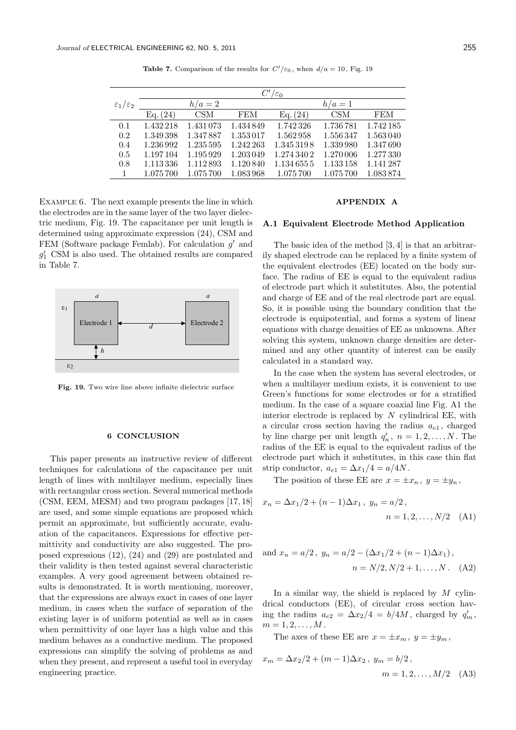**Table 7.** Comparison of the results for $C'/\varepsilon_0$, when $d/a = 10$, Fig. 19

| $\varepsilon_1/\varepsilon_2$ | $C'/\varepsilon_0$ | | | | | |
|---|---|---|---|---|---|---|
| | $h/a = 2$ | | | $h/a = 1$ | | |
| | Eq. (24) | CSM | FEM | Eq. (24) | CSM | FEM |
| 0.1 | 1.432 218 | 1.431 073 | 1.434 849 | 1.742 326 | 1.736 781 | 1.742 185 |
| 0.2 | 1.349 398 | 1.347 887 | 1.353 017 | 1.562 958 | 1.556 347 | 1.563 040 |
| 0.4 | 1.236 992 | 1.235 595 | 1.242 263 | 1.345 319 8 | 1.339 980 | 1.347 690 |
| 0.5 | 1.197 104 | 1.195 929 | 1.203 049 | 1.274 340 2 | 1.270 006 | 1.277 330 |
| 0.8 | 1.113 336 | 1.112 893 | 1.120 840 | 1.134 655 5 | 1.133 158 | 1.141 287 |
| 1 | 1.075 700 | 1.075 700 | 1.083 968 | 1.075 700 | 1.075 700 | 1.083 874 |

EXAMPLE 6. The next example presents the line in which the electrodes are in the same layer of the two layer dielectric medium, Fig. 19. The capacitance per unit length is determined using approximate expression (24), CSM and FEM (Software package Femlab). For calculation $g'$ and $g'_1$ CSM is also used. The obtained results are compared in Table 7.

**Fig. 19.** Two wire line above infinite dielectric surface

## 6 CONCLUSION

This paper presents an instructive review of different techniques for calculations of the capacitance per unit length of lines with multilayer medium, especially lines with rectangular cross section. Several numerical methods (CSM, EEM, MESM) and two program packages [17, 18] are used, and some simple equations are proposed which permit an approximate, but sufficiently accurate, evaluation of the capacitances. Expressions for effective permittivity and conductivity are also suggested. The proposed expressions (12), (24) and (29) are postulated and their validity is then tested against several characteristic examples. A very good agreement between obtained results is demonstrated. It is worth mentioning, moreover, that the expressions are always exact in cases of one layer medium, in cases when the surface of separation of the existing layer is of uniform potential as well as in cases when permittivity of one layer has a high value and this medium behaves as a conductive medium. The proposed expressions can simplify the solving of problems as and when they present, and represent a useful tool in everyday engineering practice.

## APPENDIX A

### A.1 Equivalent Electrode Method Application

The basic idea of the method [3, 4] is that an arbitrarily shaped electrode can be replaced by a finite system of the equivalent electrodes (EE) located on the body surface. The radius of EE is equal to the equivalent radius of electrode part which it substitutes. Also, the potential and charge of EE and of the real electrode part are equal. So, it is possible using the boundary condition that the electrode is equipotential, and forms a system of linear equations with charge densities of EE as unknowns. After solving this system, unknown charge densities are determined and any other quantity of interest can be easily calculated in a standard way.

In the case when the system has several electrodes, or when a multilayer medium exists, it is convenient to use Green's functions for some electrodes or for a stratified medium. In the case of a square coaxial line Fig. A1 the interior electrode is replaced by $N$ cylindrical EE, with a circular cross section having the radius $a_{e1}$, charged by line charge per unit length $q'_n$, $n = 1, 2, \ldots, N$. The radius of the EE is equal to the equivalent radius of the electrode part which it substitutes, in this case thin flat strip conductor, $a_{e1} = \Delta x_1/4 = a/4N$.

The position of these EE are $x = \pm x_n$, $y = \pm y_n$,

$$x_n = \Delta x_1/2 + (n-1)\Delta x_1\,,\ y_n = a/2\,, \qquad n = 1, 2, \ldots, N/2 \quad \text{(A1)}$$

$$\text{and } x_n = a/2\,,\ y_n = a/2 - (\Delta x_1/2 + (n-1)\Delta x_1)\,, \qquad n = N/2, N/2+1, \ldots, N\,. \quad \text{(A2)}$$

In a similar way, the shield is replaced by $M$ cylindrical conductors (EE), of circular cross section having the radius $a_{e2} = \Delta x_2/4 = b/4M$, charged by $q'_m$, $m = 1, 2, \ldots, M$.

The axes of these EE are $x = \pm x_m$, $y = \pm y_m$,

$$x_m = \Delta x_2/2 + (m-1)\Delta x_2\,,\ y_m = b/2\,, \qquad m = 1, 2, \ldots, M/2 \quad \text{(A3)}$$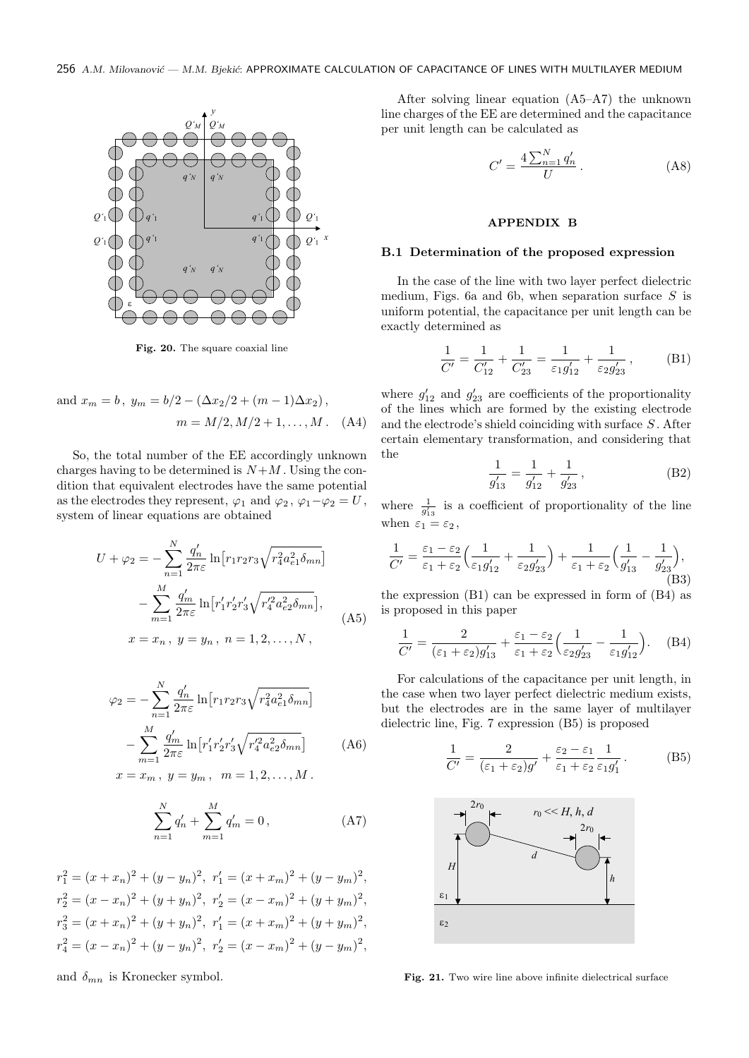Fig. 20. The square coaxial line

and $x_m = b\,,\; y_m = b/2 - (\Delta x_2/2 + (m-1)\Delta x_2)\,,$

$$m = M/2, M/2+1, \dots, M\,. \quad \text{(A4)}$$

So, the total number of the EE accordingly unknown charges having to be determined is $N+M$. Using the condition that equivalent electrodes have the same potential as the electrodes they represent, $\varphi_1$ and $\varphi_2$, $\varphi_1 - \varphi_2 = U$, system of linear equations are obtained

$$\begin{aligned} U + \varphi_2 = &- \sum_{n=1}^{N} \frac{q'_n}{2\pi\varepsilon} \ln\big[r_1 r_2 r_3 \sqrt{r_4^2 a_{e1}^2 \delta_{mn}}\big] \\ &- \sum_{m=1}^{M} \frac{q'_m}{2\pi\varepsilon} \ln\big[r'_1 r'_2 r'_3 \sqrt{r'^2_4 a_{e2}^2 \delta_{mn}}\big], \\ &x = x_n\,,\; y = y_n\,,\; n = 1, 2, \dots, N\,, \end{aligned} \quad \text{(A5)}$$

$$\begin{aligned} \varphi_2 = &- \sum_{n=1}^{N} \frac{q'_n}{2\pi\varepsilon} \ln\big[r_1 r_2 r_3 \sqrt{r_4^2 a_{e1}^2 \delta_{mn}}\big] \\ &- \sum_{m=1}^{M} \frac{q'_m}{2\pi\varepsilon} \ln\big[r'_1 r'_2 r'_3 \sqrt{r'^2_4 a_{e2}^2 \delta_{mn}}\big] \\ &x = x_m\,,\; y = y_m\,,\; m = 1, 2, \dots, M\,. \end{aligned} \quad \text{(A6)}$$

$$\sum_{n=1}^{N} q'_n + \sum_{m=1}^{M} q'_m = 0\,, \quad \text{(A7)}$$

$r_1^2 = (x + x_n)^2 + (y - y_n)^2,\; r'_1 = (x + x_m)^2 + (y - y_m)^2,$
$r_2^2 = (x - x_n)^2 + (y + y_n)^2,\; r'_2 = (x - x_m)^2 + (y + y_m)^2,$
$r_3^2 = (x + x_n)^2 + (y + y_n)^2,\; r'_1 = (x + x_m)^2 + (y + y_m)^2,$
$r_4^2 = (x - x_n)^2 + (y - y_n)^2,\; r'_2 = (x - x_m)^2 + (y - y_m)^2,$

and $\delta_{mn}$ is Kronecker symbol.

After solving linear equation (A5–A7) the unknown line charges of the EE are determined and the capacitance per unit length can be calculated as

$$C' = \frac{4\sum_{n=1}^{N} q'_n}{U}\,. \quad \text{(A8)}$$

## APPENDIX B

### B.1 Determination of the proposed expression

In the case of the line with two layer perfect dielectric medium, Figs. 6a and 6b, when separation surface $S$ is uniform potential, the capacitance per unit length can be exactly determined as

$$\frac{1}{C'} = \frac{1}{C'_{12}} + \frac{1}{C'_{23}} = \frac{1}{\varepsilon_1 g'_{12}} + \frac{1}{\varepsilon_2 g'_{23}}\,, \quad \text{(B1)}$$

where $g'_{12}$ and $g'_{23}$ are coefficients of the proportionality of the lines which are formed by the existing electrode and the electrode's shield coinciding with surface $S$. After certain elementary transformation, and considering that the

$$\frac{1}{g'_{13}} = \frac{1}{g'_{12}} + \frac{1}{g'_{23}}\,, \quad \text{(B2)}$$

where $\frac{1}{g'_{13}}$ is a coefficient of proportionality of the line when $\varepsilon_1 = \varepsilon_2$,

$$\frac{1}{C'} = \frac{\varepsilon_1 - \varepsilon_2}{\varepsilon_1 + \varepsilon_2}\Big(\frac{1}{\varepsilon_1 g'_{12}} + \frac{1}{\varepsilon_2 g'_{23}}\Big) + \frac{1}{\varepsilon_1 + \varepsilon_2}\Big(\frac{1}{g'_{13}} - \frac{1}{g'_{23}}\Big), \quad \text{(B3)}$$

the expression (B1) can be expressed in form of (B4) as is proposed in this paper

$$\frac{1}{C'} = \frac{2}{(\varepsilon_1 + \varepsilon_2) g'_{13}} + \frac{\varepsilon_1 - \varepsilon_2}{\varepsilon_1 + \varepsilon_2}\Big(\frac{1}{\varepsilon_2 g'_{23}} - \frac{1}{\varepsilon_1 g'_{12}}\Big). \quad \text{(B4)}$$

For calculations of the capacitance per unit length, in the case when two layer perfect dielectric medium exists, but the electrodes are in the same layer of multilayer dielectric line, Fig. 7 expression (B5) is proposed

$$\frac{1}{C'} = \frac{2}{(\varepsilon_1 + \varepsilon_2) g'} + \frac{\varepsilon_2 - \varepsilon_1}{\varepsilon_1 + \varepsilon_2} \frac{1}{\varepsilon_1 g'_1}\,. \quad \text{(B5)}$$

Fig. 21. Two wire line above infinite dielectrical surface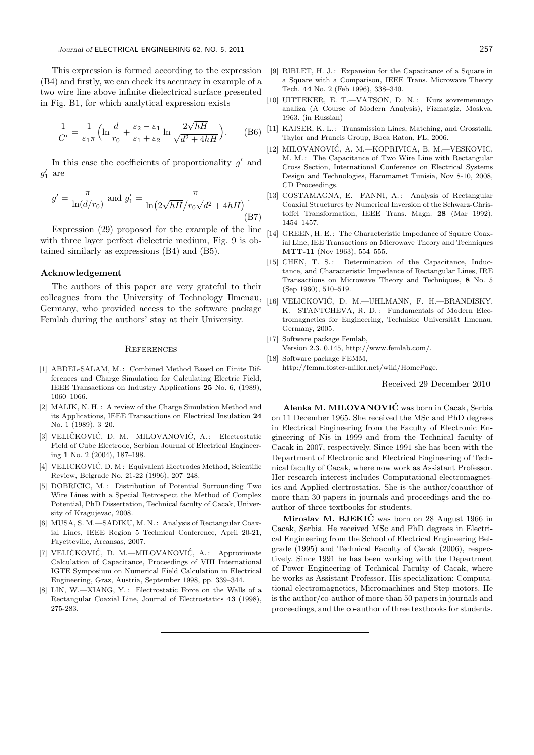This expression is formed according to the expression (B4) and firstly, we can check its accuracy in example of a two wire line above infinite dielectrical surface presented in Fig. B1, for which analytical expression exists

$$\frac{1}{C'} = \frac{1}{\varepsilon_1 \pi}\Big(\ln\frac{d}{r_0} + \frac{\varepsilon_2 - \varepsilon_1}{\varepsilon_1 + \varepsilon_2}\ln\frac{2\sqrt{hH}}{\sqrt{d^2 + 4hH}}\Big). \tag{B6}$$

In this case the coefficients of proportionality $g'$ and $g'_1$ are

$$g' = \frac{\pi}{\ln(d/r_0)} \text{ and } g'_1 = \frac{\pi}{\ln\big(2\sqrt{hH}/r_0\sqrt{d^2+4hH}\big)}\,. \tag{B7}$$

Expression (29) proposed for the example of the line with three layer perfect dielectric medium, Fig. 9 is obtained similarly as expressions (B4) and (B5).

### Acknowledgement

The authors of this paper are very grateful to their colleagues from the University of Technology Ilmenau, Germany, who provided access to the software package Femlab during the authors' stay at their University.

## References

[1] ABDEL-SALAM, M. : Combined Method Based on Finite Differences and Charge Simulation for Calculating Electric Field, IEEE Transactions on Industry Applications **25** No. 6, (1989), 1060–1066.

[2] MALIK, N. H. : A review of the Charge Simulation Method and its Applications, IEEE Transactions on Electrical Insulation **24** No. 1 (1989), 3–20.

[3] VELIČKOVIĆ, D. M.—MILOVANOVIĆ, A. : Electrostatic Field of Cube Electrode, Serbian Journal of Electrical Engineering **1** No. 2 (2004), 187–198.

[4] VELICKOVIĆ, D. M : Equivalent Electrodes Method, Scientific Review, Belgrade No. 21-22 (1996), 207–248.

[5] DOBRICIC, M. : Distribution of Potential Surrounding Two Wire Lines with a Special Retrospect the Method of Complex Potential, PhD Dissertation, Technical faculty of Cacak, University of Kragujevac, 2008.

[6] MUSA, S. M.—SADIKU, M. N. : Analysis of Rectangular Coaxial Lines, IEEE Region 5 Technical Conference, April 20-21, Fayetteville, Arcansas, 2007.

[7] VELIČKOVIĆ, D. M.—MILOVANOVIĆ, A. : Approximate Calculation of Capacitance, Proceedings of VIII International IGTE Symposium on Numerical Field Calculation in Electrical Engineering, Graz, Austria, September 1998, pp. 339–344.

[8] LIN, W.—XIANG, Y. : Electrostatic Force on the Walls of a Rectangular Coaxial Line, Journal of Electrostatics **43** (1998), 275-283.

[9] RIBLET, H. J. : Expansion for the Capacitance of a Square in a Square with a Comparison, IEEE Trans. Microwave Theory Tech. **44** No. 2 (Feb 1996), 338–340.

[10] UITTEKER, E. T.—VATSON, D. N. : Kurs sovremennogo analiza (A Course of Modern Analysis), Fizmatgiz, Moskva, 1963. (in Russian)

[11] KAISER, K. L. : Transmission Lines, Matching, and Crosstalk, Taylor and Francis Group, Boca Raton, FL, 2006.

[12] MILOVANOVIĆ, A. M.—KOPRIVICA, B. M.—VESKOVIC, M. M. : The Capacitance of Two Wire Line with Rectangular Cross Section, International Conference on Electrical Systems Design and Technologies, Hammamet Tunisia, Nov 8-10, 2008, CD Proceedings.

[13] COSTAMAGNA, E.—FANNI, A. : Analysis of Rectangular Coaxial Structures by Numerical Inversion of the Schwarz-Christoffel Transformation, IEEE Trans. Magn. **28** (Mar 1992), 1454–1457.

[14] GREEN, H. E. : The Characteristic Impedance of Square Coaxial Line, IEE Transactions on Microwave Theory and Techniques **MTT-11** (Nov 1963), 554–555.

[15] CHEN, T. S. : Determination of the Capacitance, Inductance, and Characteristic Impedance of Rectangular Lines, IRE Transactions on Microwave Theory and Techniques, **8** No. 5 (Sep 1960), 510–519.

[16] VELICKOVIĆ, D. M.—UHLMANN, F. H.—BRANDISKY, K.—STANTCHEVA, R. D. : Fundamentals of Modern Electromagnetics for Engineering, Technishe Universität Ilmenau, Germany, 2005.

[17] Software package Femlab, Version 2.3. 0.145, http://www.femlab.com/.

[18] Software package FEMM, http://femm.foster-miller.net/wiki/HomePage.

Received 29 December 2010

**Alenka M. MILOVANOVIĆ** was born in Cacak, Serbia on 11 December 1965. She received the MSc and PhD degrees in Electrical Engineering from the Faculty of Electronic Engineering of Nis in 1999 and from the Technical faculty of Cacak in 2007, respectively. Since 1991 she has been with the Department of Electronic and Electrical Engineering of Technical faculty of Cacak, where now work as Assistant Professor. Her research interest includes Computational electromagnetics and Applied electrostatics. She is the author/coauthor of more than 30 papers in journals and proceedings and the coauthor of three textbooks for students.

**Miroslav M. BJEKIĆ** was born on 28 August 1966 in Cacak, Serbia. He received MSc and PhD degrees in Electrical Engineering from the School of Electrical Engineering Belgrade (1995) and Technical Faculty of Cacak (2006), respectively. Since 1991 he has been working with the Department of Power Engineering of Technical Faculty of Cacak, where he works as Assistant Professor. His specialization: Computational electromagnetics, Micromachines and Step motors. He is the author/co-author of more than 50 papers in journals and proceedings, and the co-author of three textbooks for students.